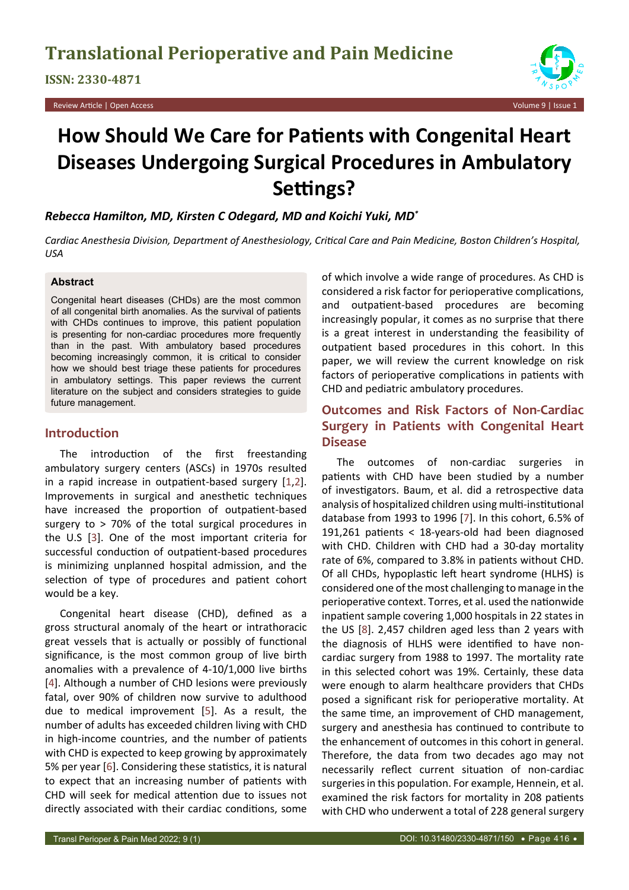# How Should We Care for Patients with Congenital Heart Diseases Undergoing Surgical Procedures in Ambulatory Settings?

***Rebecca Hamilton, MD, Kirsten C Odegard, MD and Koichi Yuki, MD****

*Cardiac Anesthesia Division, Department of Anesthesiology, Critical Care and Pain Medicine, Boston Children's Hospital, USA*

**Abstract**

Congenital heart diseases (CHDs) are the most common of all congenital birth anomalies. As the survival of patients with CHDs continues to improve, this patient population is presenting for non-cardiac procedures more frequently than in the past. With ambulatory based procedures becoming increasingly common, it is critical to consider how we should best triage these patients for procedures in ambulatory settings. This paper reviews the current literature on the subject and considers strategies to guide future management.

## Introduction

The introduction of the first freestanding ambulatory surgery centers (ASCs) in 1970s resulted in a rapid increase in outpatient-based surgery [1,2]. Improvements in surgical and anesthetic techniques have increased the proportion of outpatient-based surgery to > 70% of the total surgical procedures in the U.S [3]. One of the most important criteria for successful conduction of outpatient-based procedures is minimizing unplanned hospital admission, and the selection of type of procedures and patient cohort would be a key.

Congenital heart disease (CHD), defined as a gross structural anomaly of the heart or intrathoracic great vessels that is actually or possibly of functional significance, is the most common group of live birth anomalies with a prevalence of 4-10/1,000 live births [4]. Although a number of CHD lesions were previously fatal, over 90% of children now survive to adulthood due to medical improvement [5]. As a result, the number of adults has exceeded children living with CHD in high-income countries, and the number of patients with CHD is expected to keep growing by approximately 5% per year [6]. Considering these statistics, it is natural to expect that an increasing number of patients with CHD will seek for medical attention due to issues not directly associated with their cardiac conditions, some of which involve a wide range of procedures. As CHD is considered a risk factor for perioperative complications, and outpatient-based procedures are becoming increasingly popular, it comes as no surprise that there is a great interest in understanding the feasibility of outpatient based procedures in this cohort. In this paper, we will review the current knowledge on risk factors of perioperative complications in patients with CHD and pediatric ambulatory procedures.

## Outcomes and Risk Factors of Non-Cardiac Surgery in Patients with Congenital Heart Disease

The outcomes of non-cardiac surgeries in patients with CHD have been studied by a number of investigators. Baum, et al. did a retrospective data analysis of hospitalized children using multi-institutional database from 1993 to 1996 [7]. In this cohort, 6.5% of 191,261 patients < 18-years-old had been diagnosed with CHD. Children with CHD had a 30-day mortality rate of 6%, compared to 3.8% in patients without CHD. Of all CHDs, hypoplastic left heart syndrome (HLHS) is considered one of the most challenging to manage in the perioperative context. Torres, et al. used the nationwide inpatient sample covering 1,000 hospitals in 22 states in the US [8]. 2,457 children aged less than 2 years with the diagnosis of HLHS were identified to have non-cardiac surgery from 1988 to 1997. The mortality rate in this selected cohort was 19%. Certainly, these data were enough to alarm healthcare providers that CHDs posed a significant risk for perioperative mortality. At the same time, an improvement of CHD management, surgery and anesthesia has continued to contribute to the enhancement of outcomes in this cohort in general. Therefore, the data from two decades ago may not necessarily reflect current situation of non-cardiac surgeries in this population. For example, Hennein, et al. examined the risk factors for mortality in 208 patients with CHD who underwent a total of 228 general surgery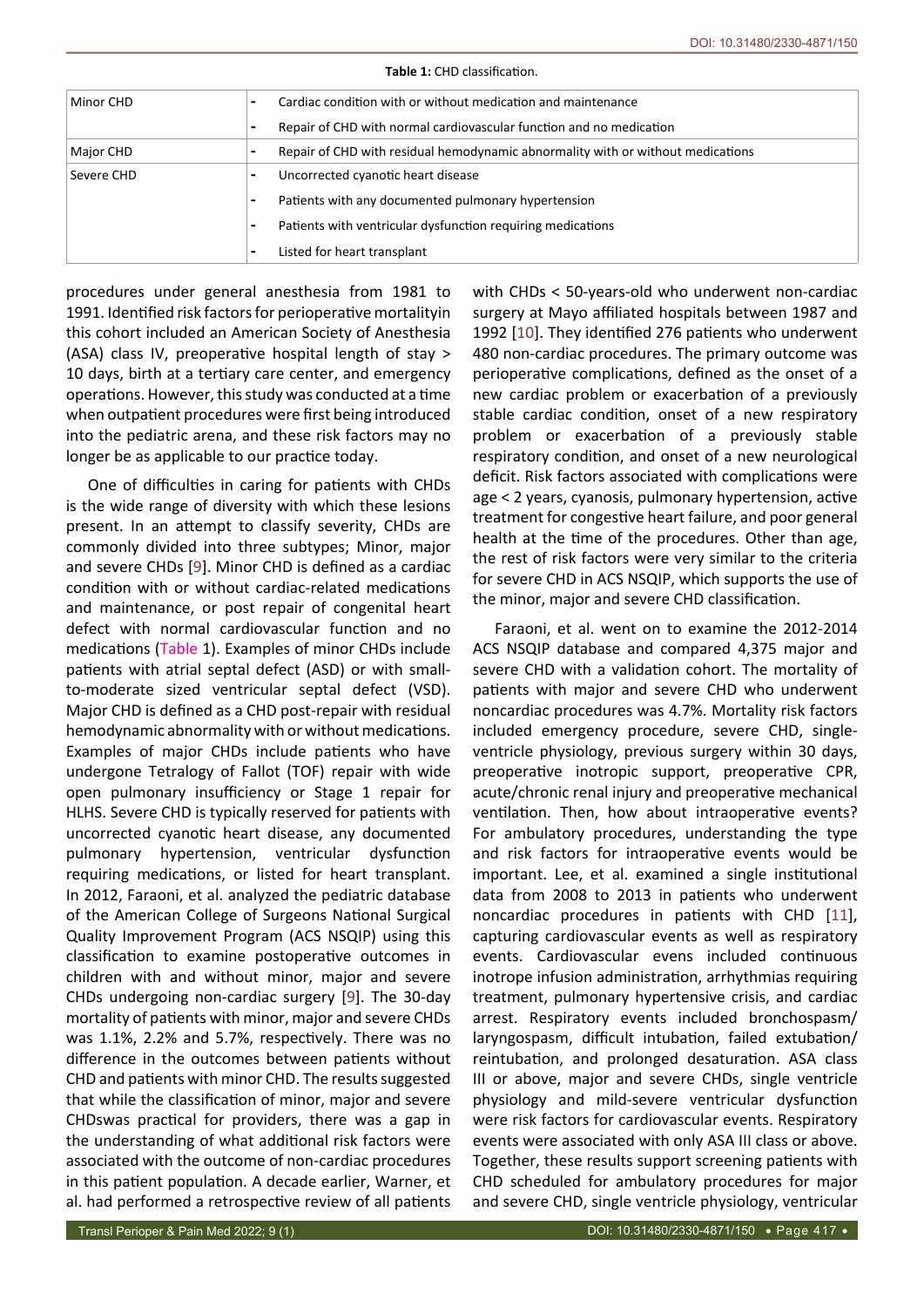**Table 1:** CHD classification.

| | |
|---|---|
| Minor CHD | - Cardiac condition with or without medication and maintenance |
| | - Repair of CHD with normal cardiovascular function and no medication |
| Major CHD | - Repair of CHD with residual hemodynamic abnormality with or without medications |
| Severe CHD | - Uncorrected cyanotic heart disease |
| | - Patients with any documented pulmonary hypertension |
| | - Patients with ventricular dysfunction requiring medications |
| | - Listed for heart transplant |

procedures under general anesthesia from 1981 to 1991. Identified risk factors for perioperative mortalityin this cohort included an American Society of Anesthesia (ASA) class IV, preoperative hospital length of stay > 10 days, birth at a tertiary care center, and emergency operations. However, this study was conducted at a time when outpatient procedures were first being introduced into the pediatric arena, and these risk factors may no longer be as applicable to our practice today.

One of difficulties in caring for patients with CHDs is the wide range of diversity with which these lesions present. In an attempt to classify severity, CHDs are commonly divided into three subtypes; Minor, major and severe CHDs [9]. Minor CHD is defined as a cardiac condition with or without cardiac-related medications and maintenance, or post repair of congenital heart defect with normal cardiovascular function and no medications (Table 1). Examples of minor CHDs include patients with atrial septal defect (ASD) or with small-to-moderate sized ventricular septal defect (VSD). Major CHD is defined as a CHD post-repair with residual hemodynamic abnormality with or without medications. Examples of major CHDs include patients who have undergone Tetralogy of Fallot (TOF) repair with wide open pulmonary insufficiency or Stage 1 repair for HLHS. Severe CHD is typically reserved for patients with uncorrected cyanotic heart disease, any documented pulmonary hypertension, ventricular dysfunction requiring medications, or listed for heart transplant. In 2012, Faraoni, et al. analyzed the pediatric database of the American College of Surgeons National Surgical Quality Improvement Program (ACS NSQIP) using this classification to examine postoperative outcomes in children with and without minor, major and severe CHDs undergoing non-cardiac surgery [9]. The 30-day mortality of patients with minor, major and severe CHDs was 1.1%, 2.2% and 5.7%, respectively. There was no difference in the outcomes between patients without CHD and patients with minor CHD. The results suggested that while the classification of minor, major and severe CHDswas practical for providers, there was a gap in the understanding of what additional risk factors were associated with the outcome of non-cardiac procedures in this patient population. A decade earlier, Warner, et al. had performed a retrospective review of all patients with CHDs < 50-years-old who underwent non-cardiac surgery at Mayo affiliated hospitals between 1987 and 1992 [10]. They identified 276 patients who underwent 480 non-cardiac procedures. The primary outcome was perioperative complications, defined as the onset of a new cardiac problem or exacerbation of a previously stable cardiac condition, onset of a new respiratory problem or exacerbation of a previously stable respiratory condition, and onset of a new neurological deficit. Risk factors associated with complications were age < 2 years, cyanosis, pulmonary hypertension, active treatment for congestive heart failure, and poor general health at the time of the procedures. Other than age, the rest of risk factors were very similar to the criteria for severe CHD in ACS NSQIP, which supports the use of the minor, major and severe CHD classification.

Faraoni, et al. went on to examine the 2012-2014 ACS NSQIP database and compared 4,375 major and severe CHD with a validation cohort. The mortality of patients with major and severe CHD who underwent noncardiac procedures was 4.7%. Mortality risk factors included emergency procedure, severe CHD, single-ventricle physiology, previous surgery within 30 days, preoperative inotropic support, preoperative CPR, acute/chronic renal injury and preoperative mechanical ventilation. Then, how about intraoperative events? For ambulatory procedures, understanding the type and risk factors for intraoperative events would be important. Lee, et al. examined a single institutional data from 2008 to 2013 in patients who underwent noncardiac procedures in patients with CHD [11], capturing cardiovascular events as well as respiratory events. Cardiovascular evens included continuous inotrope infusion administration, arrhythmias requiring treatment, pulmonary hypertensive crisis, and cardiac arrest. Respiratory events included bronchospasm/laryngospasm, difficult intubation, failed extubation/reintubation, and prolonged desaturation. ASA class III or above, major and severe CHDs, single ventricle physiology and mild-severe ventricular dysfunction were risk factors for cardiovascular events. Respiratory events were associated with only ASA III class or above. Together, these results support screening patients with CHD scheduled for ambulatory procedures for major and severe CHD, single ventricle physiology, ventricular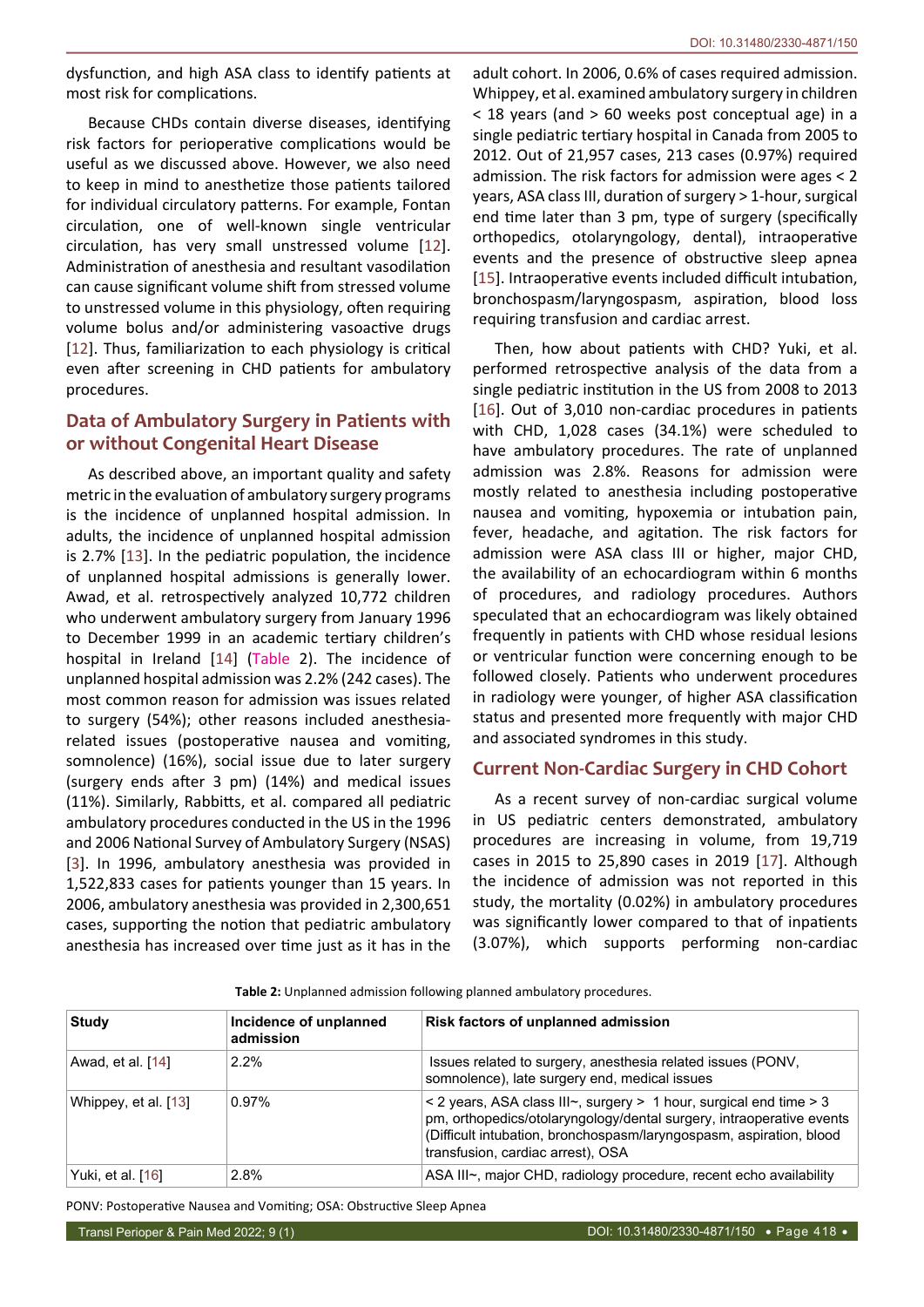dysfunction, and high ASA class to identify patients at most risk for complications.

Because CHDs contain diverse diseases, identifying risk factors for perioperative complications would be useful as we discussed above. However, we also need to keep in mind to anesthetize those patients tailored for individual circulatory patterns. For example, Fontan circulation, one of well-known single ventricular circulation, has very small unstressed volume [12]. Administration of anesthesia and resultant vasodilation can cause significant volume shift from stressed volume to unstressed volume in this physiology, often requiring volume bolus and/or administering vasoactive drugs [12]. Thus, familiarization to each physiology is critical even after screening in CHD patients for ambulatory procedures.

## Data of Ambulatory Surgery in Patients with or without Congenital Heart Disease

As described above, an important quality and safety metric in the evaluation of ambulatory surgery programs is the incidence of unplanned hospital admission. In adults, the incidence of unplanned hospital admission is 2.7% [13]. In the pediatric population, the incidence of unplanned hospital admissions is generally lower. Awad, et al. retrospectively analyzed 10,772 children who underwent ambulatory surgery from January 1996 to December 1999 in an academic tertiary children's hospital in Ireland [14] (Table 2). The incidence of unplanned hospital admission was 2.2% (242 cases). The most common reason for admission was issues related to surgery (54%); other reasons included anesthesia-related issues (postoperative nausea and vomiting, somnolence) (16%), social issue due to later surgery (surgery ends after 3 pm) (14%) and medical issues (11%). Similarly, Rabbitts, et al. compared all pediatric ambulatory procedures conducted in the US in the 1996 and 2006 National Survey of Ambulatory Surgery (NSAS) [3]. In 1996, ambulatory anesthesia was provided in 1,522,833 cases for patients younger than 15 years. In 2006, ambulatory anesthesia was provided in 2,300,651 cases, supporting the notion that pediatric ambulatory anesthesia has increased over time just as it has in the adult cohort. In 2006, 0.6% of cases required admission. Whippey, et al. examined ambulatory surgery in children < 18 years (and > 60 weeks post conceptual age) in a single pediatric tertiary hospital in Canada from 2005 to 2012. Out of 21,957 cases, 213 cases (0.97%) required admission. The risk factors for admission were ages < 2 years, ASA class III, duration of surgery > 1-hour, surgical end time later than 3 pm, type of surgery (specifically orthopedics, otolaryngology, dental), intraoperative events and the presence of obstructive sleep apnea [15]. Intraoperative events included difficult intubation, bronchospasm/laryngospasm, aspiration, blood loss requiring transfusion and cardiac arrest.

Then, how about patients with CHD? Yuki, et al. performed retrospective analysis of the data from a single pediatric institution in the US from 2008 to 2013 [16]. Out of 3,010 non-cardiac procedures in patients with CHD, 1,028 cases (34.1%) were scheduled to have ambulatory procedures. The rate of unplanned admission was 2.8%. Reasons for admission were mostly related to anesthesia including postoperative nausea and vomiting, hypoxemia or intubation pain, fever, headache, and agitation. The risk factors for admission were ASA class III or higher, major CHD, the availability of an echocardiogram within 6 months of procedures, and radiology procedures. Authors speculated that an echocardiogram was likely obtained frequently in patients with CHD whose residual lesions or ventricular function were concerning enough to be followed closely. Patients who underwent procedures in radiology were younger, of higher ASA classification status and presented more frequently with major CHD and associated syndromes in this study.

## Current Non-Cardiac Surgery in CHD Cohort

As a recent survey of non-cardiac surgical volume in US pediatric centers demonstrated, ambulatory procedures are increasing in volume, from 19,719 cases in 2015 to 25,890 cases in 2019 [17]. Although the incidence of admission was not reported in this study, the mortality (0.02%) in ambulatory procedures was significantly lower compared to that of inpatients (3.07%), which supports performing non-cardiac

**Table 2:** Unplanned admission following planned ambulatory procedures.

| Study | Incidence of unplanned admission | Risk factors of unplanned admission |
|---|---|---|
| Awad, et al. [14] | 2.2% | Issues related to surgery, anesthesia related issues (PONV, somnolence), late surgery end, medical issues |
| Whippey, et al. [13] | 0.97% | < 2 years, ASA class III~, surgery > 1 hour, surgical end time > 3 pm, orthopedics/otolaryngology/dental surgery, intraoperative events (Difficult intubation, bronchospasm/laryngospasm, aspiration, blood transfusion, cardiac arrest), OSA |
| Yuki, et al. [16] | 2.8% | ASA III~, major CHD, radiology procedure, recent echo availability |

PONV: Postoperative Nausea and Vomiting; OSA: Obstructive Sleep Apnea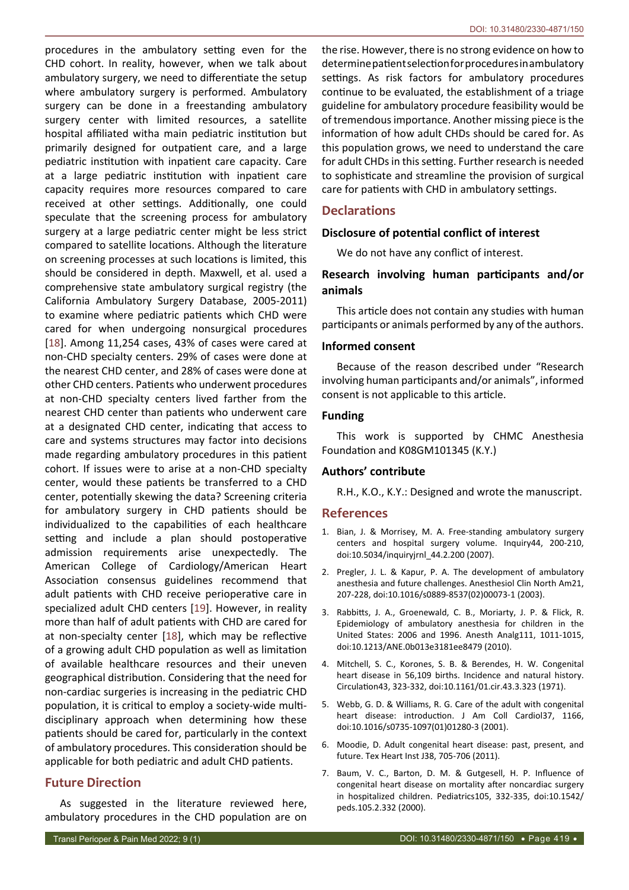procedures in the ambulatory setting even for the CHD cohort. In reality, however, when we talk about ambulatory surgery, we need to differentiate the setup where ambulatory surgery is performed. Ambulatory surgery can be done in a freestanding ambulatory surgery center with limited resources, a satellite hospital affiliated witha main pediatric institution but primarily designed for outpatient care, and a large pediatric institution with inpatient care capacity. Care at a large pediatric institution with inpatient care capacity requires more resources compared to care received at other settings. Additionally, one could speculate that the screening process for ambulatory surgery at a large pediatric center might be less strict compared to satellite locations. Although the literature on screening processes at such locations is limited, this should be considered in depth. Maxwell, et al. used a comprehensive state ambulatory surgical registry (the California Ambulatory Surgery Database, 2005-2011) to examine where pediatric patients which CHD were cared for when undergoing nonsurgical procedures [18]. Among 11,254 cases, 43% of cases were cared at non-CHD specialty centers. 29% of cases were done at the nearest CHD center, and 28% of cases were done at other CHD centers. Patients who underwent procedures at non-CHD specialty centers lived farther from the nearest CHD center than patients who underwent care at a designated CHD center, indicating that access to care and systems structures may factor into decisions made regarding ambulatory procedures in this patient cohort. If issues were to arise at a non-CHD specialty center, would these patients be transferred to a CHD center, potentially skewing the data? Screening criteria for ambulatory surgery in CHD patients should be individualized to the capabilities of each healthcare setting and include a plan should postoperative admission requirements arise unexpectedly. The American College of Cardiology/American Heart Association consensus guidelines recommend that adult patients with CHD receive perioperative care in specialized adult CHD centers [19]. However, in reality more than half of adult patients with CHD are cared for at non-specialty center [18], which may be reflective of a growing adult CHD population as well as limitation of available healthcare resources and their uneven geographical distribution. Considering that the need for non-cardiac surgeries is increasing in the pediatric CHD population, it is critical to employ a society-wide multi-disciplinary approach when determining how these patients should be cared for, particularly in the context of ambulatory procedures. This consideration should be applicable for both pediatric and adult CHD patients.

## Future Direction

As suggested in the literature reviewed here, ambulatory procedures in the CHD population are on the rise. However, there is no strong evidence on how to determine patient selection for procedures in ambulatory settings. As risk factors for ambulatory procedures continue to be evaluated, the establishment of a triage guideline for ambulatory procedure feasibility would be of tremendous importance. Another missing piece is the information of how adult CHDs should be cared for. As this population grows, we need to understand the care for adult CHDs in this setting. Further research is needed to sophisticate and streamline the provision of surgical care for patients with CHD in ambulatory settings.

## Declarations

### Disclosure of potential conflict of interest

We do not have any conflict of interest.

### Research involving human participants and/or animals

This article does not contain any studies with human participants or animals performed by any of the authors.

### Informed consent

Because of the reason described under "Research involving human participants and/or animals", informed consent is not applicable to this article.

### Funding

This work is supported by CHMC Anesthesia Foundation and K08GM101345 (K.Y.)

### Authors' contribute

R.H., K.O., K.Y.: Designed and wrote the manuscript.

## References

1. Bian, J. & Morrisey, M. A. Free-standing ambulatory surgery centers and hospital surgery volume. Inquiry44, 200-210, doi:10.5034/inquiryjrnl_44.2.200 (2007).
2. Pregler, J. L. & Kapur, P. A. The development of ambulatory anesthesia and future challenges. Anesthesiol Clin North Am21, 207-228, doi:10.1016/s0889-8537(02)00073-1 (2003).
3. Rabbitts, J. A., Groenewald, C. B., Moriarty, J. P. & Flick, R. Epidemiology of ambulatory anesthesia for children in the United States: 2006 and 1996. Anesth Analg111, 1011-1015, doi:10.1213/ANE.0b013e3181ee8479 (2010).
4. Mitchell, S. C., Korones, S. B. & Berendes, H. W. Congenital heart disease in 56,109 births. Incidence and natural history. Circulation43, 323-332, doi:10.1161/01.cir.43.3.323 (1971).
5. Webb, G. D. & Williams, R. G. Care of the adult with congenital heart disease: introduction. J Am Coll Cardiol37, 1166, doi:10.1016/s0735-1097(01)01280-3 (2001).
6. Moodie, D. Adult congenital heart disease: past, present, and future. Tex Heart Inst J38, 705-706 (2011).
7. Baum, V. C., Barton, D. M. & Gutgesell, H. P. Influence of congenital heart disease on mortality after noncardiac surgery in hospitalized children. Pediatrics105, 332-335, doi:10.1542/peds.105.2.332 (2000).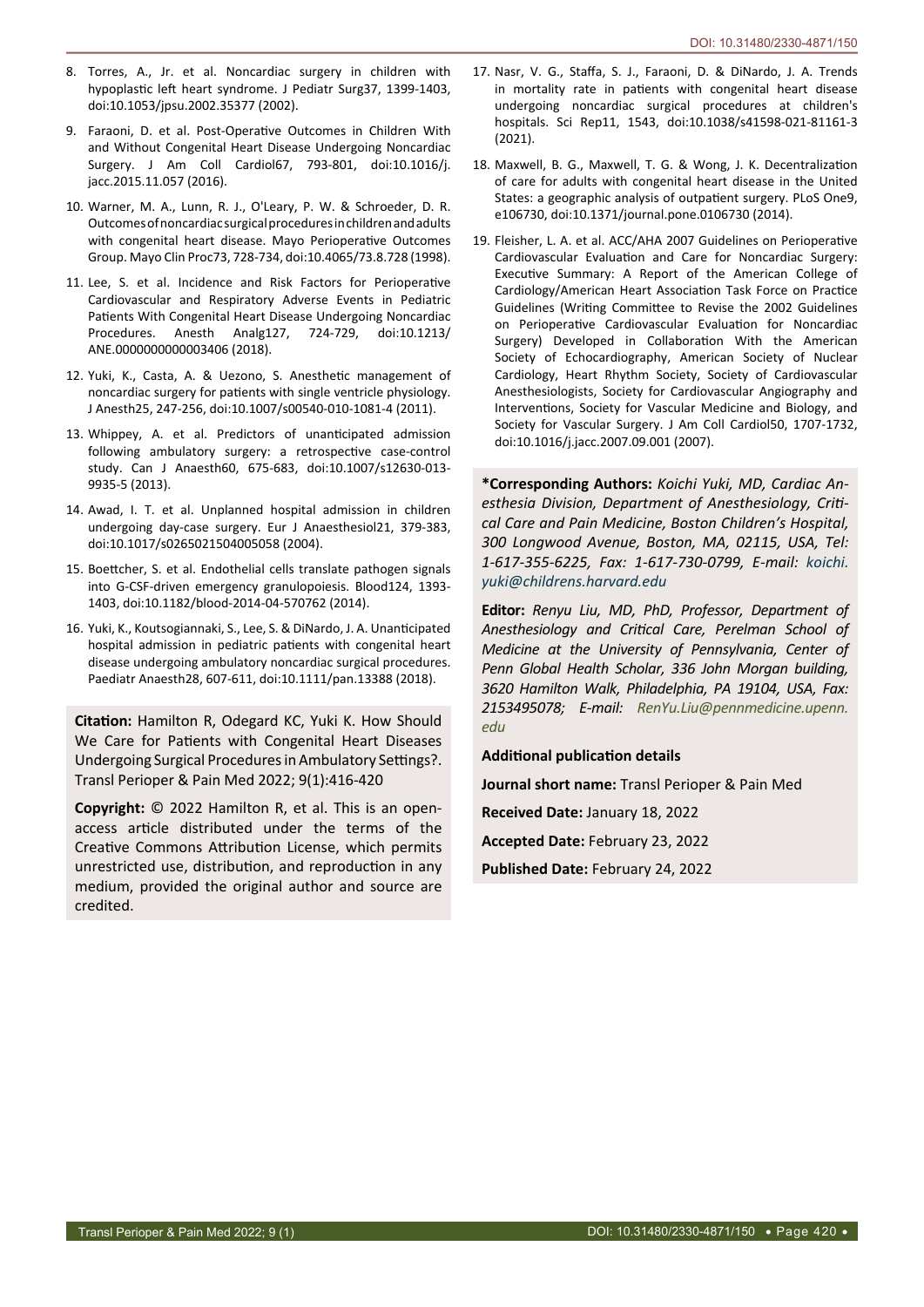8. Torres, A., Jr. et al. Noncardiac surgery in children with hypoplastic left heart syndrome. J Pediatr Surg37, 1399-1403, doi:10.1053/jpsu.2002.35377 (2002).

9. Faraoni, D. et al. Post-Operative Outcomes in Children With and Without Congenital Heart Disease Undergoing Noncardiac Surgery. J Am Coll Cardiol67, 793-801, doi:10.1016/j.jacc.2015.11.057 (2016).

10. Warner, M. A., Lunn, R. J., O'Leary, P. W. & Schroeder, D. R. Outcomes of noncardiac surgical procedures in children and adults with congenital heart disease. Mayo Perioperative Outcomes Group. Mayo Clin Proc73, 728-734, doi:10.4065/73.8.728 (1998).

11. Lee, S. et al. Incidence and Risk Factors for Perioperative Cardiovascular and Respiratory Adverse Events in Pediatric Patients With Congenital Heart Disease Undergoing Noncardiac Procedures. Anesth Analg127, 724-729, doi:10.1213/ANE.0000000000003406 (2018).

12. Yuki, K., Casta, A. & Uezono, S. Anesthetic management of noncardiac surgery for patients with single ventricle physiology. J Anesth25, 247-256, doi:10.1007/s00540-010-1081-4 (2011).

13. Whippey, A. et al. Predictors of unanticipated admission following ambulatory surgery: a retrospective case-control study. Can J Anaesth60, 675-683, doi:10.1007/s12630-013-9935-5 (2013).

14. Awad, I. T. et al. Unplanned hospital admission in children undergoing day-case surgery. Eur J Anaesthesiol21, 379-383, doi:10.1017/s0265021504005058 (2004).

15. Boettcher, S. et al. Endothelial cells translate pathogen signals into G-CSF-driven emergency granulopoiesis. Blood124, 1393-1403, doi:10.1182/blood-2014-04-570762 (2014).

16. Yuki, K., Koutsogiannaki, S., Lee, S. & DiNardo, J. A. Unanticipated hospital admission in pediatric patients with congenital heart disease undergoing ambulatory noncardiac surgical procedures. Paediatr Anaesth28, 607-611, doi:10.1111/pan.13388 (2018).

17. Nasr, V. G., Staffa, S. J., Faraoni, D. & DiNardo, J. A. Trends in mortality rate in patients with congenital heart disease undergoing noncardiac surgical procedures at children's hospitals. Sci Rep11, 1543, doi:10.1038/s41598-021-81161-3 (2021).

18. Maxwell, B. G., Maxwell, T. G. & Wong, J. K. Decentralization of care for adults with congenital heart disease in the United States: a geographic analysis of outpatient surgery. PLoS One9, e106730, doi:10.1371/journal.pone.0106730 (2014).

19. Fleisher, L. A. et al. ACC/AHA 2007 Guidelines on Perioperative Cardiovascular Evaluation and Care for Noncardiac Surgery: Executive Summary: A Report of the American College of Cardiology/American Heart Association Task Force on Practice Guidelines (Writing Committee to Revise the 2002 Guidelines on Perioperative Cardiovascular Evaluation for Noncardiac Surgery) Developed in Collaboration With the American Society of Echocardiography, American Society of Nuclear Cardiology, Heart Rhythm Society, Society of Cardiovascular Anesthesiologists, Society for Cardiovascular Angiography and Interventions, Society for Vascular Medicine and Biology, and Society for Vascular Surgery. J Am Coll Cardiol50, 1707-1732, doi:10.1016/j.jacc.2007.09.001 (2007).

**Citation:** Hamilton R, Odegard KC, Yuki K. How Should We Care for Patients with Congenital Heart Diseases Undergoing Surgical Procedures in Ambulatory Settings?. Transl Perioper & Pain Med 2022; 9(1):416-420

**Copyright:** © 2022 Hamilton R, et al. This is an open-access article distributed under the terms of the Creative Commons Attribution License, which permits unrestricted use, distribution, and reproduction in any medium, provided the original author and source are credited.

**\*Corresponding Authors:** *Koichi Yuki, MD, Cardiac Anesthesia Division, Department of Anesthesiology, Critical Care and Pain Medicine, Boston Children's Hospital, 300 Longwood Avenue, Boston, MA, 02115, USA, Tel: 1-617-355-6225, Fax: 1-617-730-0799, E-mail: koichi.yuki@childrens.harvard.edu*

**Editor:** *Renyu Liu, MD, PhD, Professor, Department of Anesthesiology and Critical Care, Perelman School of Medicine at the University of Pennsylvania, Center of Penn Global Health Scholar, 336 John Morgan building, 3620 Hamilton Walk, Philadelphia, PA 19104, USA, Fax: 2153495078; E-mail: RenYu.Liu@pennmedicine.upenn.edu*

**Additional publication details**

**Journal short name:** Transl Perioper & Pain Med

**Received Date:** January 18, 2022

**Accepted Date:** February 23, 2022

**Published Date:** February 24, 2022